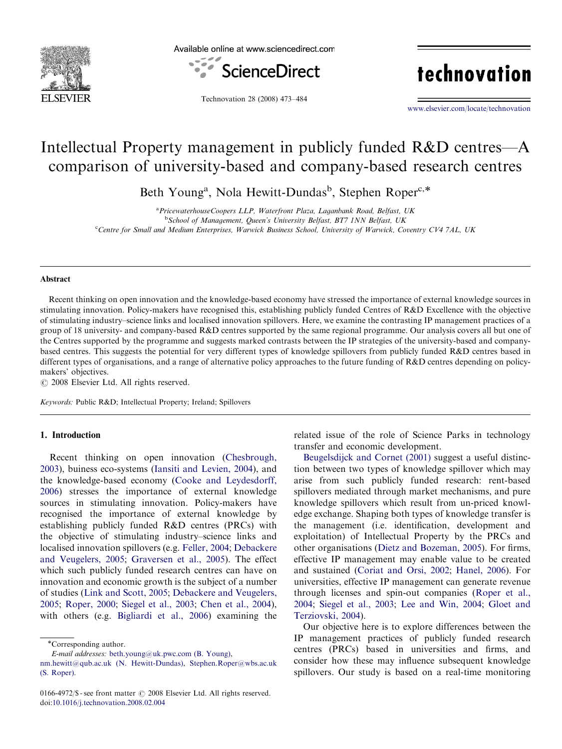# Intellectual Property management in publicly funded R&D centres—A comparison of university-based and company-based research centres

Beth Young[a], Nola Hewitt-Dundas[b], Stephen Roper[c,*]

[a] PricewaterhouseCoopers LLP, Waterfront Plaza, Laganbank Road, Belfast, UK
[b] School of Management, Queen's University Belfast, BT7 1NN Belfast, UK
[c] Centre for Small and Medium Enterprises, Warwick Business School, University of Warwick, Coventry CV4 7AL, UK

## Abstract

Recent thinking on open innovation and the knowledge-based economy have stressed the importance of external knowledge sources in stimulating innovation. Policy-makers have recognised this, establishing publicly funded Centres of R&D Excellence with the objective of stimulating industry–science links and localised innovation spillovers. Here, we examine the contrasting IP management practices of a group of 18 university- and company-based R&D centres supported by the same regional programme. Our analysis covers all but one of the Centres supported by the programme and suggests marked contrasts between the IP strategies of the university-based and company-based centres. This suggests the potential for very different types of knowledge spillovers from publicly funded R&D centres based in different types of organisations, and a range of alternative policy approaches to the future funding of R&D centres depending on policy-makers' objectives.

© 2008 Elsevier Ltd. All rights reserved.

*Keywords:* Public R&D; Intellectual Property; Ireland; Spillovers

## 1. Introduction

Recent thinking on open innovation (Chesbrough, 2003), buiness eco-systems (Iansiti and Levien, 2004), and the knowledge-based economy (Cooke and Leydesdorff, 2006) stresses the importance of external knowledge sources in stimulating innovation. Policy-makers have recognised the importance of external knowledge by establishing publicly funded R&D centres (PRCs) with the objective of stimulating industry–science links and localised innovation spillovers (e.g. Feller, 2004; Debackere and Veugelers, 2005; Graversen et al., 2005). The effect which such publicly funded research centres can have on innovation and economic growth is the subject of a number of studies (Link and Scott, 2005; Debackere and Veugelers, 2005; Roper, 2000; Siegel et al., 2003; Chen et al., 2004), with others (e.g. Bigliardi et al., 2006) examining the related issue of the role of Science Parks in technology transfer and economic development.

Beugelsdijck and Cornet (2001) suggest a useful distinction between two types of knowledge spillover which may arise from such publicly funded research: rent-based spillovers mediated through market mechanisms, and pure knowledge spillovers which result from un-priced knowledge exchange. Shaping both types of knowledge transfer is the management (i.e. identification, development and exploitation) of Intellectual Property by the PRCs and other organisations (Dietz and Bozeman, 2005). For firms, effective IP management may enable value to be created and sustained (Coriat and Orsi, 2002; Hanel, 2006). For universities, effective IP management can generate revenue through licenses and spin-out companies (Roper et al., 2004; Siegel et al., 2003; Lee and Win, 2004; Gloet and Terziovski, 2004).

Our objective here is to explore differences between the IP management practices of publicly funded research centres (PRCs) based in universities and firms, and consider how these may influence subsequent knowledge spillovers. Our study is based on a real-time monitoring

*Corresponding author.
*E-mail addresses:* beth.young@uk.pwc.com (B. Young), nm.hewitt@qub.ac.uk (N. Hewitt-Dundas), Stephen.Roper@wbs.ac.uk (S. Roper).

0166-4972/$ - see front matter © 2008 Elsevier Ltd. All rights reserved.
doi:10.1016/j.technovation.2008.02.004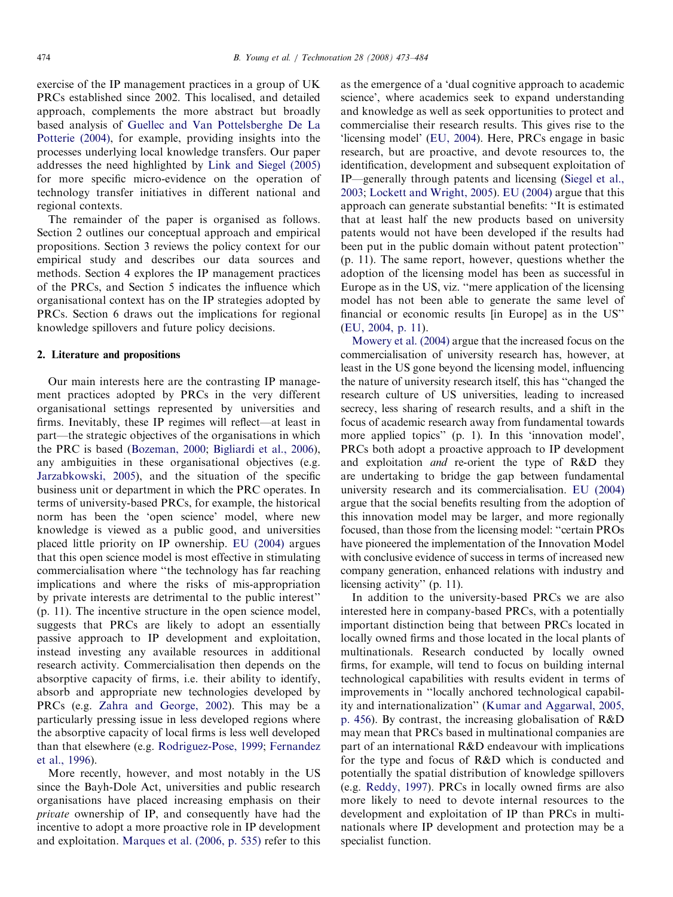exercise of the IP management practices in a group of UK PRCs established since 2002. This localised, and detailed approach, complements the more abstract but broadly based analysis of Guellec and Van Pottelsberghe De La Potterie (2004), for example, providing insights into the processes underlying local knowledge transfers. Our paper addresses the need highlighted by Link and Siegel (2005) for more specific micro-evidence on the operation of technology transfer initiatives in different national and regional contexts.

The remainder of the paper is organised as follows. Section 2 outlines our conceptual approach and empirical propositions. Section 3 reviews the policy context for our empirical study and describes our data sources and methods. Section 4 explores the IP management practices of the PRCs, and Section 5 indicates the influence which organisational context has on the IP strategies adopted by PRCs. Section 6 draws out the implications for regional knowledge spillovers and future policy decisions.

## 2. Literature and propositions

Our main interests here are the contrasting IP management practices adopted by PRCs in the very different organisational settings represented by universities and firms. Inevitably, these IP regimes will reflect—at least in part—the strategic objectives of the organisations in which the PRC is based (Bozeman, 2000; Bigliardi et al., 2006), any ambiguities in these organisational objectives (e.g. Jarzabkowski, 2005), and the situation of the specific business unit or department in which the PRC operates. In terms of university-based PRCs, for example, the historical norm has been the 'open science' model, where new knowledge is viewed as a public good, and universities placed little priority on IP ownership. EU (2004) argues that this open science model is most effective in stimulating commercialisation where "the technology has far reaching implications and where the risks of mis-appropriation by private interests are detrimental to the public interest" (p. 11). The incentive structure in the open science model, suggests that PRCs are likely to adopt an essentially passive approach to IP development and exploitation, instead investing any available resources in additional research activity. Commercialisation then depends on the absorptive capacity of firms, i.e. their ability to identify, absorb and appropriate new technologies developed by PRCs (e.g. Zahra and George, 2002). This may be a particularly pressing issue in less developed regions where the absorptive capacity of local firms is less well developed than that elsewhere (e.g. Rodriguez-Pose, 1999; Fernandez et al., 1996).

More recently, however, and most notably in the US since the Bayh-Dole Act, universities and public research organisations have placed increasing emphasis on their *private* ownership of IP, and consequently have had the incentive to adopt a more proactive role in IP development and exploitation. Marques et al. (2006, p. 535) refer to this as the emergence of a 'dual cognitive approach to academic science', where academics seek to expand understanding and knowledge as well as seek opportunities to protect and commercialise their research results. This gives rise to the 'licensing model' (EU, 2004). Here, PRCs engage in basic research, but are proactive, and devote resources to, the identification, development and subsequent exploitation of IP—generally through patents and licensing (Siegel et al., 2003; Lockett and Wright, 2005). EU (2004) argue that this approach can generate substantial benefits: "It is estimated that at least half the new products based on university patents would not have been developed if the results had been put in the public domain without patent protection" (p. 11). The same report, however, questions whether the adoption of the licensing model has been as successful in Europe as in the US, viz. "mere application of the licensing model has not been able to generate the same level of financial or economic results [in Europe] as in the US" (EU, 2004, p. 11).

Mowery et al. (2004) argue that the increased focus on the commercialisation of university research has, however, at least in the US gone beyond the licensing model, influencing the nature of university research itself, this has "changed the research culture of US universities, leading to increased secrecy, less sharing of research results, and a shift in the focus of academic research away from fundamental towards more applied topics" (p. 1). In this 'innovation model', PRCs both adopt a proactive approach to IP development and exploitation *and* re-orient the type of R&D they are undertaking to bridge the gap between fundamental university research and its commercialisation. EU (2004) argue that the social benefits resulting from the adoption of this innovation model may be larger, and more regionally focused, than those from the licensing model: "certain PROs have pioneered the implementation of the Innovation Model with conclusive evidence of success in terms of increased new company generation, enhanced relations with industry and licensing activity" (p. 11).

In addition to the university-based PRCs we are also interested here in company-based PRCs, with a potentially important distinction being that between PRCs located in locally owned firms and those located in the local plants of multinationals. Research conducted by locally owned firms, for example, will tend to focus on building internal technological capabilities with results evident in terms of improvements in "locally anchored technological capability and internationalization" (Kumar and Aggarwal, 2005, p. 456). By contrast, the increasing globalisation of R&D may mean that PRCs based in multinational companies are part of an international R&D endeavour with implications for the type and focus of R&D which is conducted and potentially the spatial distribution of knowledge spillovers (e.g. Reddy, 1997). PRCs in locally owned firms are also more likely to need to devote internal resources to the development and exploitation of IP than PRCs in multinationals where IP development and protection may be a specialist function.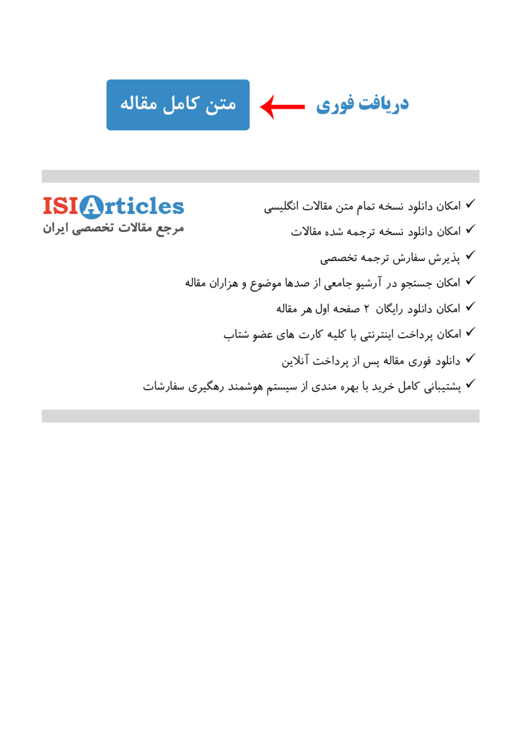دریافت فوری ← **متن کامل مقاله**

**ISIArticles**
مرجع مقالات تخصصی ایران

- ✓ امکان دانلود نسخه تمام متن مقالات انگلیسی
- ✓ امکان دانلود نسخه ترجمه شده مقالات
- ✓ پذیرش سفارش ترجمه تخصصی
- ✓ امکان جستجو در آرشیو جامعی از صدها موضوع و هزاران مقاله
- ✓ امکان دانلود رایگان ۲ صفحه اول هر مقاله
- ✓ امکان پرداخت اینترنتی با کلیه کارت های عضو شتاب
- ✓ دانلود فوری مقاله پس از پرداخت آنلاین
- ✓ پشتیبانی کامل خرید با بهره مندی از سیستم هوشمند رهگیری سفارشات